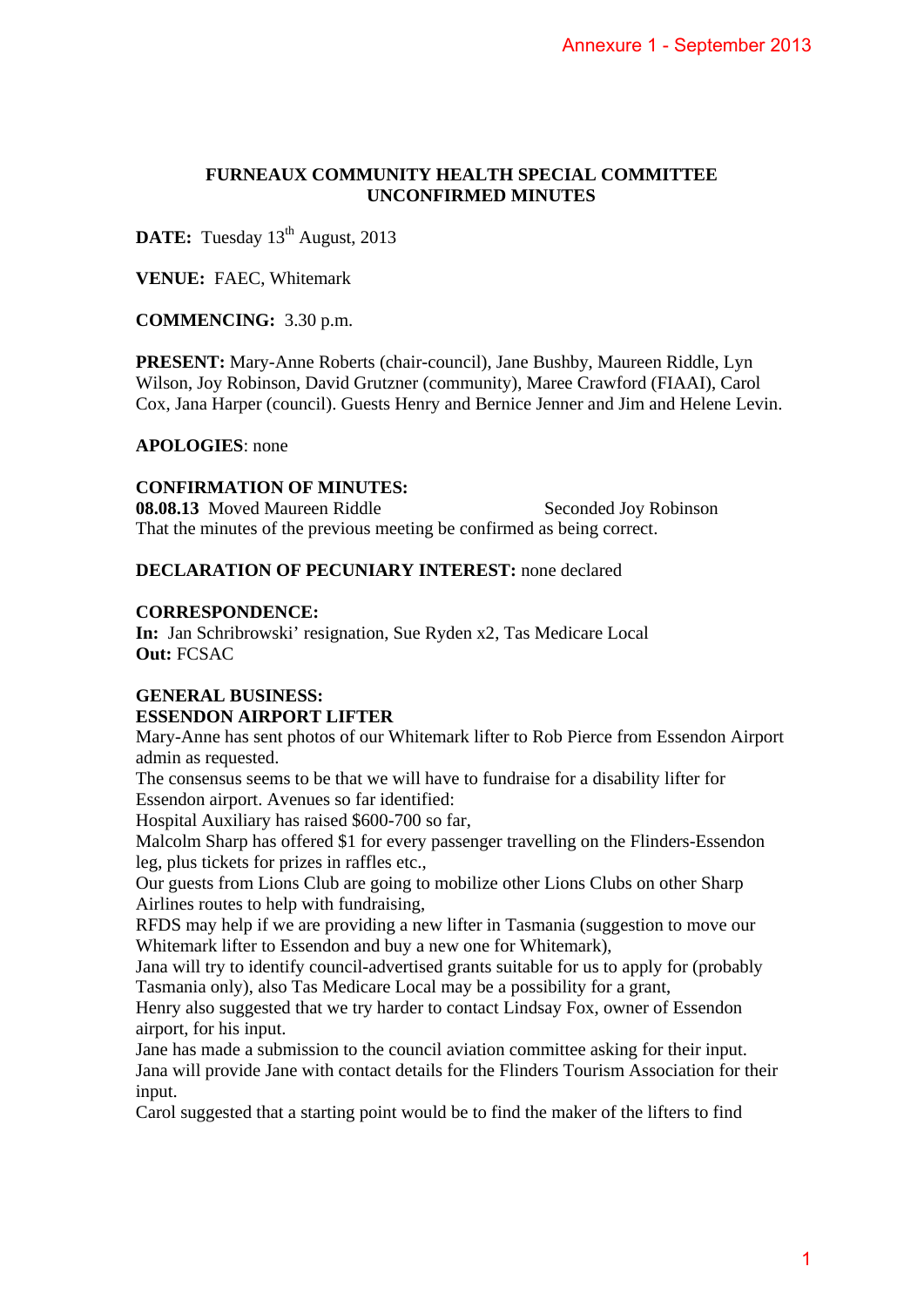Annexure 1 - September 2013

**FURNEAUX COMMUNITY HEALTH SPECIAL COMMITTEE**
**UNCONFIRMED MINUTES**

**DATE:** Tuesday 13th August, 2013

**VENUE:** FAEC, Whitemark

**COMMENCING:** 3.30 p.m.

**PRESENT:** Mary-Anne Roberts (chair-council), Jane Bushby, Maureen Riddle, Lyn Wilson, Joy Robinson, David Grutzner (community), Maree Crawford (FIAAI), Carol Cox, Jana Harper (council). Guests Henry and Bernice Jenner and Jim and Helene Levin.

**APOLOGIES**: none

**CONFIRMATION OF MINUTES:**
**08.08.13** Moved Maureen Riddle Seconded Joy Robinson
That the minutes of the previous meeting be confirmed as being correct.

**DECLARATION OF PECUNIARY INTEREST:** none declared

**CORRESPONDENCE:**
**In:** Jan Schribrowski' resignation, Sue Ryden x2, Tas Medicare Local
**Out:** FCSAC

**GENERAL BUSINESS:**
**ESSENDON AIRPORT LIFTER**
Mary-Anne has sent photos of our Whitemark lifter to Rob Pierce from Essendon Airport admin as requested.
The consensus seems to be that we will have to fundraise for a disability lifter for Essendon airport. Avenues so far identified:
Hospital Auxiliary has raised \$600-700 so far,
Malcolm Sharp has offered \$1 for every passenger travelling on the Flinders-Essendon leg, plus tickets for prizes in raffles etc.,
Our guests from Lions Club are going to mobilize other Lions Clubs on other Sharp Airlines routes to help with fundraising,
RFDS may help if we are providing a new lifter in Tasmania (suggestion to move our Whitemark lifter to Essendon and buy a new one for Whitemark),
Jana will try to identify council-advertised grants suitable for us to apply for (probably Tasmania only), also Tas Medicare Local may be a possibility for a grant,
Henry also suggested that we try harder to contact Lindsay Fox, owner of Essendon airport, for his input.
Jane has made a submission to the council aviation committee asking for their input.
Jana will provide Jane with contact details for the Flinders Tourism Association for their input.
Carol suggested that a starting point would be to find the maker of the lifters to find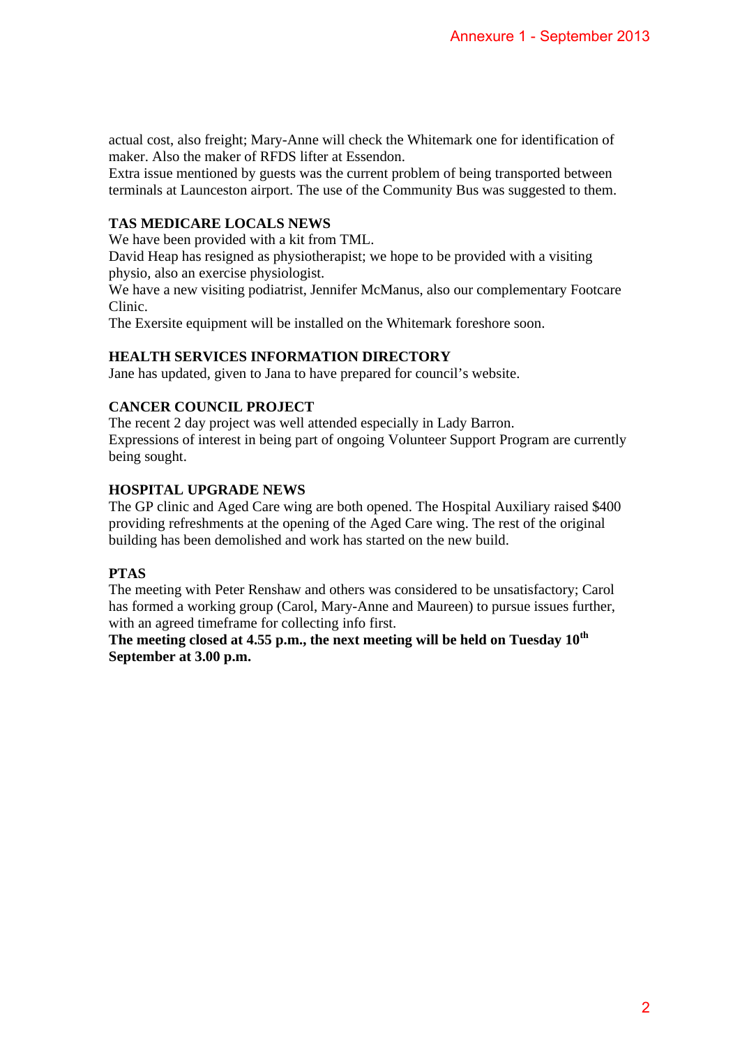actual cost, also freight; Mary-Anne will check the Whitemark one for identification of maker. Also the maker of RFDS lifter at Essendon.
Extra issue mentioned by guests was the current problem of being transported between terminals at Launceston airport. The use of the Community Bus was suggested to them.

**TAS MEDICARE LOCALS NEWS**
We have been provided with a kit from TML.
David Heap has resigned as physiotherapist; we hope to be provided with a visiting physio, also an exercise physiologist.
We have a new visiting podiatrist, Jennifer McManus, also our complementary Footcare Clinic.
The Exersite equipment will be installed on the Whitemark foreshore soon.

**HEALTH SERVICES INFORMATION DIRECTORY**
Jane has updated, given to Jana to have prepared for council's website.

**CANCER COUNCIL PROJECT**
The recent 2 day project was well attended especially in Lady Barron.
Expressions of interest in being part of ongoing Volunteer Support Program are currently being sought.

**HOSPITAL UPGRADE NEWS**
The GP clinic and Aged Care wing are both opened. The Hospital Auxiliary raised $400 providing refreshments at the opening of the Aged Care wing. The rest of the original building has been demolished and work has started on the new build.

**PTAS**
The meeting with Peter Renshaw and others was considered to be unsatisfactory; Carol has formed a working group (Carol, Mary-Anne and Maureen) to pursue issues further, with an agreed timeframe for collecting info first.
**The meeting closed at 4.55 p.m., the next meeting will be held on Tuesday 10th September at 3.00 p.m.**